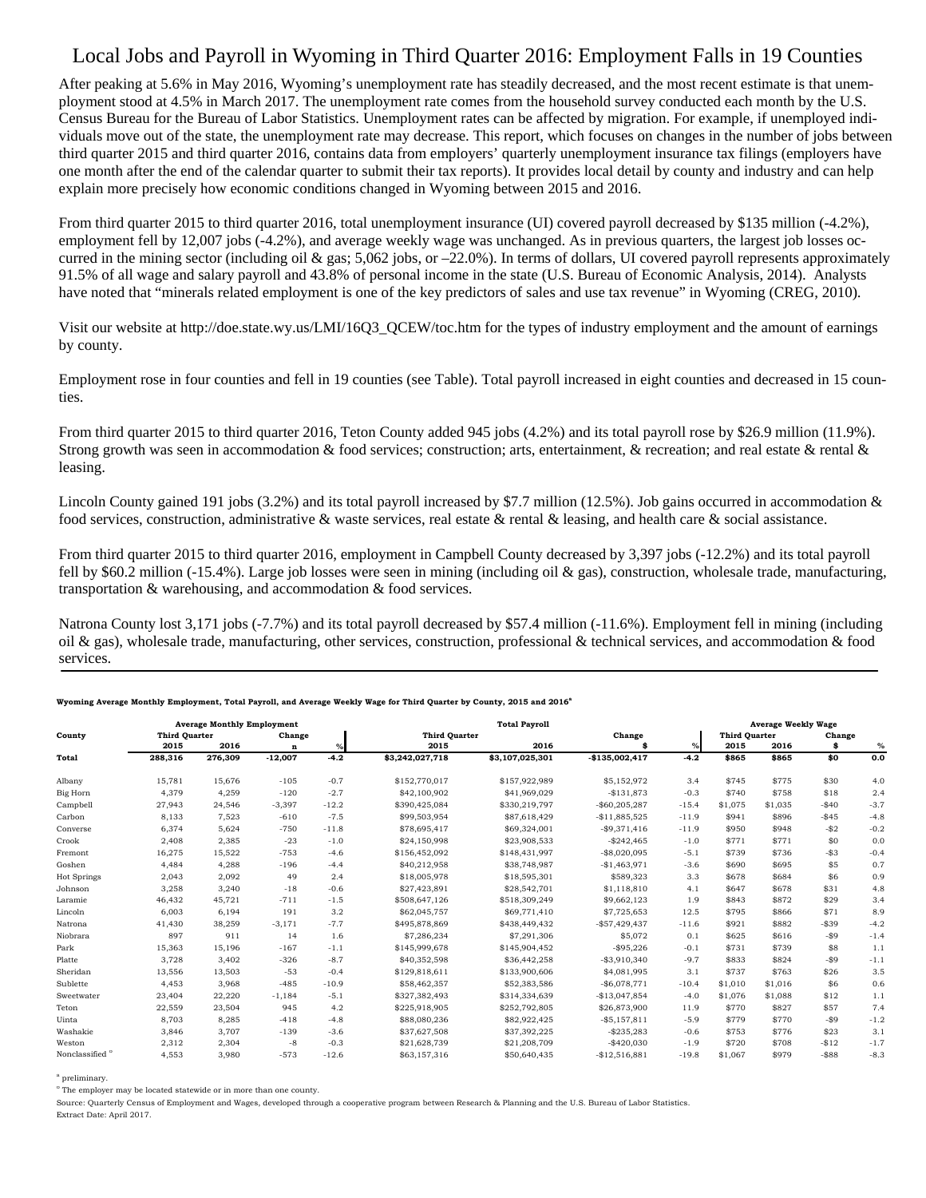# Local Jobs and Payroll in Wyoming in Third Quarter 2016: Employment Falls in 19 Counties

After peaking at 5.6% in May 2016, Wyoming's unemployment rate has steadily decreased, and the most recent estimate is that unemployment stood at 4.5% in March 2017. The unemployment rate comes from the household survey conducted each month by the U.S. Census Bureau for the Bureau of Labor Statistics. Unemployment rates can be affected by migration. For example, if unemployed individuals move out of the state, the unemployment rate may decrease. This report, which focuses on changes in the number of jobs between third quarter 2015 and third quarter 2016, contains data from employers' quarterly unemployment insurance tax filings (employers have one month after the end of the calendar quarter to submit their tax reports). It provides local detail by county and industry and can help explain more precisely how economic conditions changed in Wyoming between 2015 and 2016.

From third quarter 2015 to third quarter 2016, total unemployment insurance (UI) covered payroll decreased by $135 million (-4.2%), employment fell by 12,007 jobs (-4.2%), and average weekly wage was unchanged. As in previous quarters, the largest job losses occurred in the mining sector (including oil & gas; 5,062 jobs, or –22.0%). In terms of dollars, UI covered payroll represents approximately 91.5% of all wage and salary payroll and 43.8% of personal income in the state (U.S. Bureau of Economic Analysis, 2014). Analysts have noted that "minerals related employment is one of the key predictors of sales and use tax revenue" in Wyoming (CREG, 2010).

Visit our website at http://doe.state.wy.us/LMI/16Q3_QCEW/toc.htm for the types of industry employment and the amount of earnings by county.

Employment rose in four counties and fell in 19 counties (see Table). Total payroll increased in eight counties and decreased in 15 counties.

From third quarter 2015 to third quarter 2016, Teton County added 945 jobs (4.2%) and its total payroll rose by $26.9 million (11.9%). Strong growth was seen in accommodation & food services; construction; arts, entertainment, & recreation; and real estate & rental & leasing.

Lincoln County gained 191 jobs (3.2%) and its total payroll increased by $7.7 million (12.5%). Job gains occurred in accommodation & food services, construction, administrative & waste services, real estate & rental & leasing, and health care & social assistance.

From third quarter 2015 to third quarter 2016, employment in Campbell County decreased by 3,397 jobs (-12.2%) and its total payroll fell by $60.2 million (-15.4%). Large job losses were seen in mining (including oil & gas), construction, wholesale trade, manufacturing, transportation & warehousing, and accommodation & food services.

Natrona County lost 3,171 jobs (-7.7%) and its total payroll decreased by $57.4 million (-11.6%). Employment fell in mining (including oil & gas), wholesale trade, manufacturing, other services, construction, professional & technical services, and accommodation & food services.

**Wyoming Average Monthly Employment, Total Payroll, and Average Weekly Wage for Third Quarter by County, 2015 and 2016[a]**

| County | Average Monthly Employment | | | | Total Payroll | | | | Average Weekly Wage | | | |
|---|---|---|---|---|---|---|---|---|---|---|---|---|
| | Third Quarter | | Change | | Third Quarter | | Change | | Third Quarter | | Change | |
| | 2015 | 2016 | n | % | 2015 | 2016 | $ | % | 2015 | 2016 | $ | % |
| **Total** | **288,316** | **276,309** | **-12,007** | **-4.2** | **$3,242,027,718** | **$3,107,025,301** | **-$135,002,417** | **-4.2** | **$865** | **$865** | **$0** | **0.0** |
| Albany | 15,781 | 15,676 | -105 | -0.7 | $152,770,017 | $157,922,989 | $5,152,972 | 3.4 | $745 | $775 | $30 | 4.0 |
| Big Horn | 4,379 | 4,259 | -120 | -2.7 | $42,100,902 | $41,969,029 | -$131,873 | -0.3 | $740 | $758 | $18 | 2.4 |
| Campbell | 27,943 | 24,546 | -3,397 | -12.2 | $390,425,084 | $330,219,797 | -$60,205,287 | -15.4 | $1,075 | $1,035 | -$40 | -3.7 |
| Carbon | 8,133 | 7,523 | -610 | -7.5 | $99,503,954 | $87,618,429 | -$11,885,525 | -11.9 | $941 | $896 | -$45 | -4.8 |
| Converse | 6,374 | 5,624 | -750 | -11.8 | $78,695,417 | $69,324,001 | -$9,371,416 | -11.9 | $950 | $948 | -$2 | -0.2 |
| Crook | 2,408 | 2,385 | -23 | -1.0 | $24,150,998 | $23,908,533 | -$242,465 | -1.0 | $771 | $771 | $0 | 0.0 |
| Fremont | 16,275 | 15,522 | -753 | -4.6 | $156,452,092 | $148,431,997 | -$8,020,095 | -5.1 | $739 | $736 | -$3 | -0.4 |
| Goshen | 4,484 | 4,288 | -196 | -4.4 | $40,212,958 | $38,748,987 | -$1,463,971 | -3.6 | $690 | $695 | $5 | 0.7 |
| Hot Springs | 2,043 | 2,092 | 49 | 2.4 | $18,005,978 | $18,595,301 | $589,323 | 3.3 | $678 | $684 | $6 | 0.9 |
| Johnson | 3,258 | 3,240 | -18 | -0.6 | $27,423,891 | $28,542,701 | $1,118,810 | 4.1 | $647 | $678 | $31 | 4.8 |
| Laramie | 46,432 | 45,721 | -711 | -1.5 | $508,647,126 | $518,309,249 | $9,662,123 | 1.9 | $843 | $872 | $29 | 3.4 |
| Lincoln | 6,003 | 6,194 | 191 | 3.2 | $62,045,757 | $69,771,410 | $7,725,653 | 12.5 | $795 | $866 | $71 | 8.9 |
| Natrona | 41,430 | 38,259 | -3,171 | -7.7 | $495,878,869 | $438,449,432 | -$57,429,437 | -11.6 | $921 | $882 | -$39 | -4.2 |
| Niobrara | 897 | 911 | 14 | 1.6 | $7,286,234 | $7,291,306 | $5,072 | 0.1 | $625 | $616 | -$9 | -1.4 |
| Park | 15,363 | 15,196 | -167 | -1.1 | $145,999,678 | $145,904,452 | -$95,226 | -0.1 | $731 | $739 | $8 | 1.1 |
| Platte | 3,728 | 3,402 | -326 | -8.7 | $40,352,598 | $36,442,258 | -$3,910,340 | -9.7 | $833 | $824 | -$9 | -1.1 |
| Sheridan | 13,556 | 13,503 | -53 | -0.4 | $129,818,611 | $133,900,606 | $4,081,995 | 3.1 | $737 | $763 | $26 | 3.5 |
| Sublette | 4,453 | 3,968 | -485 | -10.9 | $58,462,357 | $52,383,586 | -$6,078,771 | -10.4 | $1,010 | $1,016 | $6 | 0.6 |
| Sweetwater | 23,404 | 22,220 | -1,184 | -5.1 | $327,382,493 | $314,334,639 | -$13,047,854 | -4.0 | $1,076 | $1,088 | $12 | 1.1 |
| Teton | 22,559 | 23,504 | 945 | 4.2 | $225,918,905 | $252,792,805 | $26,873,900 | 11.9 | $770 | $827 | $57 | 7.4 |
| Uinta | 8,703 | 8,285 | -418 | -4.8 | $88,080,236 | $82,922,425 | -$5,157,811 | -5.9 | $779 | $770 | -$9 | -1.2 |
| Washakie | 3,846 | 3,707 | -139 | -3.6 | $37,627,508 | $37,392,225 | -$235,283 | -0.6 | $753 | $776 | $23 | 3.1 |
| Weston | 2,312 | 2,304 | -8 | -0.3 | $21,628,739 | $21,208,709 | -$420,030 | -1.9 | $720 | $708 | -$12 | -1.7 |
| Nonclassified[b] | 4,553 | 3,980 | -573 | -12.6 | $63,157,316 | $50,640,435 | -$12,516,881 | -19.8 | $1,067 | $979 | -$88 | -8.3 |

[a] preliminary.

[b] The employer may be located statewide or in more than one county.

Source: Quarterly Census of Employment and Wages, developed through a cooperative program between Research & Planning and the U.S. Bureau of Labor Statistics.

Extract Date: April 2017.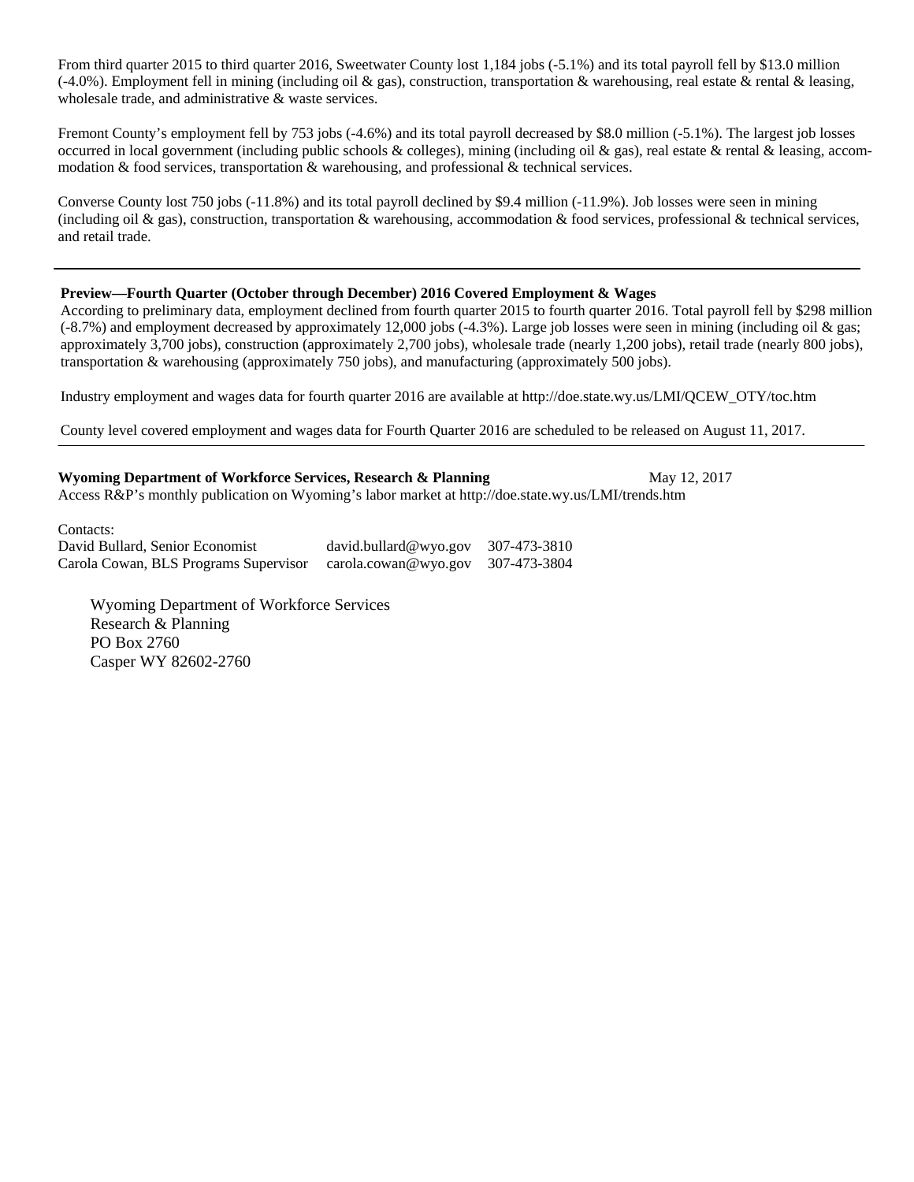From third quarter 2015 to third quarter 2016, Sweetwater County lost 1,184 jobs (-5.1%) and its total payroll fell by $13.0 million (-4.0%). Employment fell in mining (including oil & gas), construction, transportation & warehousing, real estate & rental & leasing, wholesale trade, and administrative & waste services.

Fremont County's employment fell by 753 jobs (-4.6%) and its total payroll decreased by $8.0 million (-5.1%). The largest job losses occurred in local government (including public schools & colleges), mining (including oil & gas), real estate & rental & leasing, accommodation & food services, transportation & warehousing, and professional & technical services.

Converse County lost 750 jobs (-11.8%) and its total payroll declined by $9.4 million (-11.9%). Job losses were seen in mining (including oil & gas), construction, transportation & warehousing, accommodation & food services, professional & technical services, and retail trade.

---

**Preview—Fourth Quarter (October through December) 2016 Covered Employment & Wages**

According to preliminary data, employment declined from fourth quarter 2015 to fourth quarter 2016. Total payroll fell by $298 million (-8.7%) and employment decreased by approximately 12,000 jobs (-4.3%). Large job losses were seen in mining (including oil & gas; approximately 3,700 jobs), construction (approximately 2,700 jobs), wholesale trade (nearly 1,200 jobs), retail trade (nearly 800 jobs), transportation & warehousing (approximately 750 jobs), and manufacturing (approximately 500 jobs).

Industry employment and wages data for fourth quarter 2016 are available at http://doe.state.wy.us/LMI/QCEW_OTY/toc.htm

County level covered employment and wages data for Fourth Quarter 2016 are scheduled to be released on August 11, 2017.

---

**Wyoming Department of Workforce Services, Research & Planning** May 12, 2017

Access R&P's monthly publication on Wyoming's labor market at http://doe.state.wy.us/LMI/trends.htm

Contacts:

| | | |
|---|---|---|
| David Bullard, Senior Economist | david.bullard@wyo.gov | 307-473-3810 |
| Carola Cowan, BLS Programs Supervisor | carola.cowan@wyo.gov | 307-473-3804 |

Wyoming Department of Workforce Services
Research & Planning
PO Box 2760
Casper WY 82602-2760